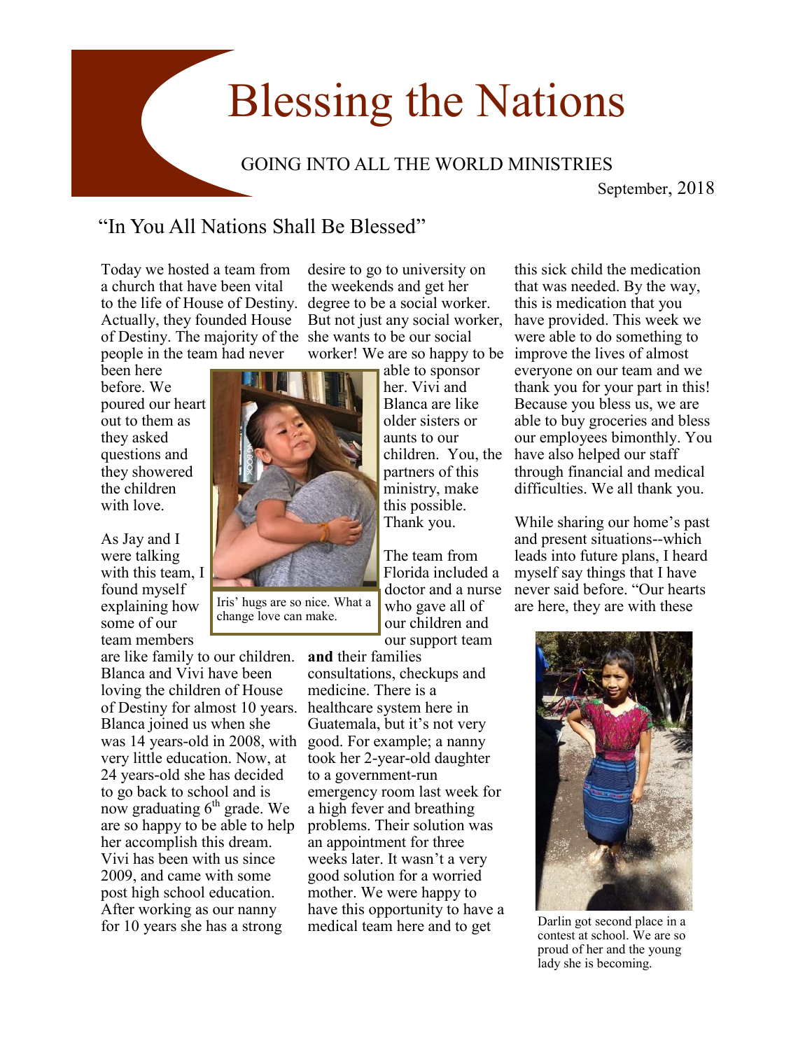# Blessing the Nations

GOING INTO ALL THE WORLD MINISTRIES

September, 2018

## "In You All Nations Shall Be Blessed"

Today we hosted a team from a church that have been vital to the life of House of Destiny. Actually, they founded House of Destiny. The majority of the people in the team had never been here before. We poured our heart out to them as they asked questions and they showered the children with love.

As Jay and I were talking with this team, I found myself explaining how some of our team members are like family to our children. Blanca and Vivi have been loving the children of House of Destiny for almost 10 years. Blanca joined us when she was 14 years-old in 2008, with very little education. Now, at 24 years-old she has decided to go back to school and is now graduating 6th grade. We are so happy to be able to help her accomplish this dream. Vivi has been with us since 2009, and came with some post high school education. After working as our nanny for 10 years she has a strong desire to go to university on the weekends and get her degree to be a social worker. But not just any social worker, she wants to be our social worker! We are so happy to be able to sponsor her. Vivi and Blanca are like older sisters or aunts to our children. You, the partners of this ministry, make this possible. Thank you.

Iris' hugs are so nice. What a change love can make.

The team from Florida included a doctor and a nurse who gave all of our children and our support team **and** their families consultations, checkups and medicine. There is a healthcare system here in Guatemala, but it's not very good. For example; a nanny took her 2-year-old daughter to a government-run emergency room last week for a high fever and breathing problems. Their solution was an appointment for three weeks later. It wasn't a very good solution for a worried mother. We were happy to have this opportunity to have a medical team here and to get this sick child the medication that was needed. By the way, this is medication that you have provided. This week we were able to do something to improve the lives of almost everyone on our team and we thank you for your part in this! Because you bless us, we are able to buy groceries and bless our employees bimonthly. You have also helped our staff through financial and medical difficulties. We all thank you.

While sharing our home's past and present situations--which leads into future plans, I heard myself say things that I have never said before. "Our hearts are here, they are with these

Darlin got second place in a contest at school. We are so proud of her and the young lady she is becoming.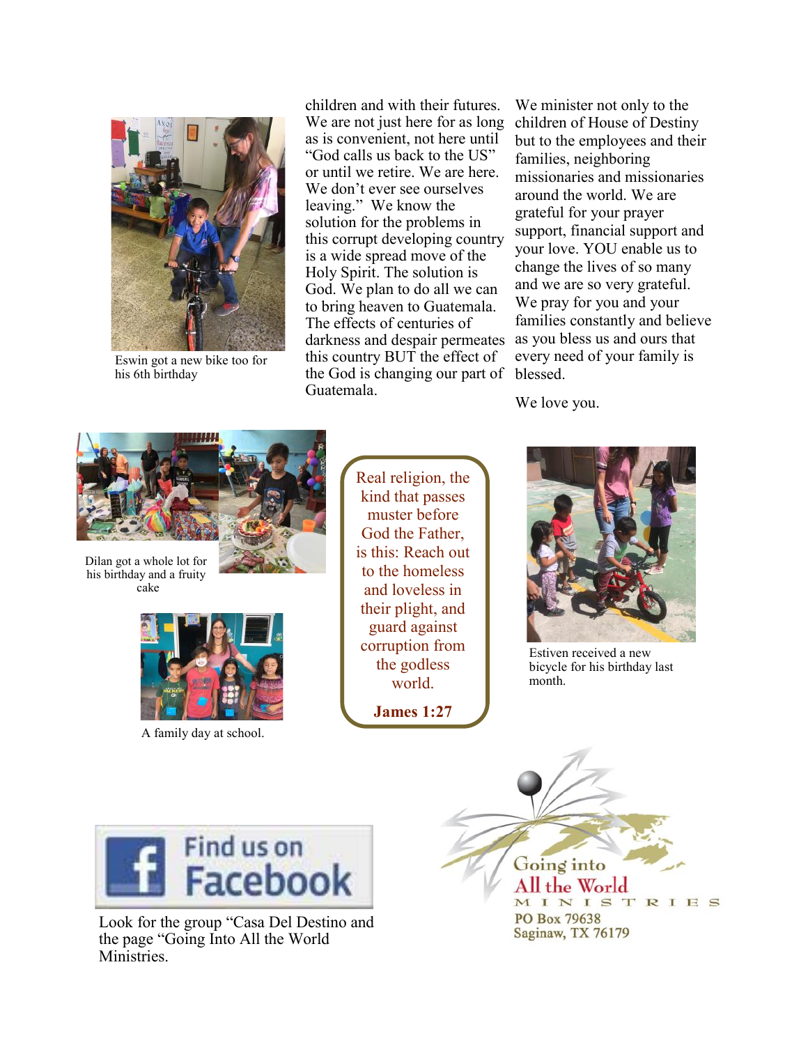Eswin got a new bike too for his 6th birthday

children and with their futures. We are not just here for as long as is convenient, not here until "God calls us back to the US" or until we retire. We are here. We don't ever see ourselves leaving." We know the solution for the problems in this corrupt developing country is a wide spread move of the Holy Spirit. The solution is God. We plan to do all we can to bring heaven to Guatemala. The effects of centuries of darkness and despair permeates this country BUT the effect of the God is changing our part of Guatemala.

We minister not only to the children of House of Destiny but to the employees and their families, neighboring missionaries and missionaries around the world. We are grateful for your prayer support, financial support and your love. YOU enable us to change the lives of so many and we are so very grateful. We pray for you and your families constantly and believe as you bless us and ours that every need of your family is blessed.

We love you.

Dilan got a whole lot for his birthday and a fruity cake

A family day at school.

Real religion, the kind that passes muster before God the Father, is this: Reach out to the homeless and loveless in their plight, and guard against corruption from the godless world.

**James 1:27**

Estiven received a new bicycle for his birthday last month.

Find us on Facebook

Look for the group "Casa Del Destino and the page "Going Into All the World Ministries.

Going into All the World

MINISTRIES

PO Box 79638
Saginaw, TX 76179